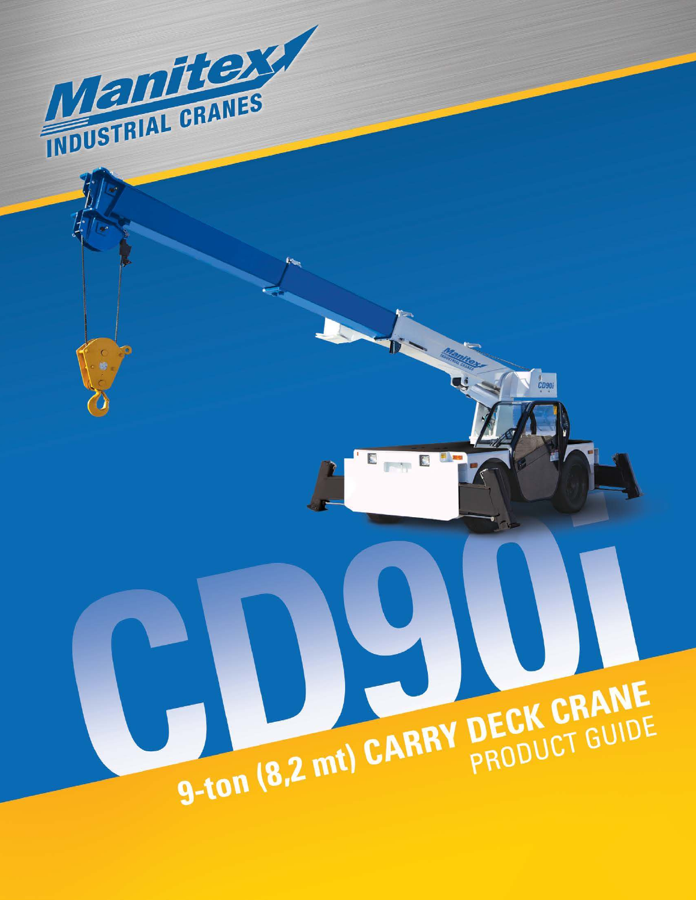# Manitex INDUSTRIAL CRANES

# CD90i

## 9-ton (8,2 mt) CARRY DECK CRANE PRODUCT GUIDE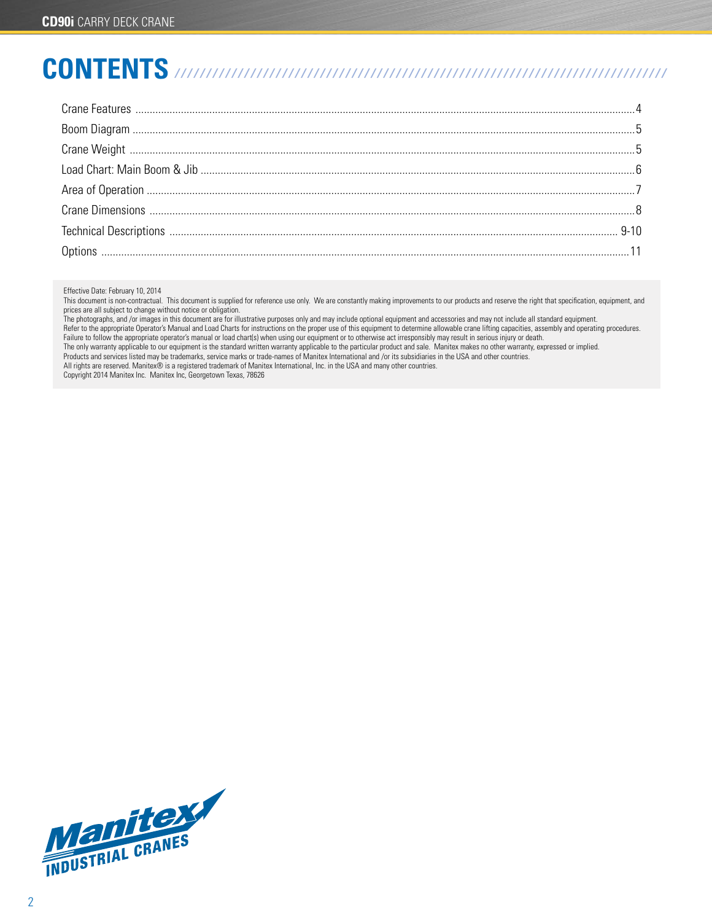# CONTENTS

| | |
|---|---|
| Crane Features | 4 |
| Boom Diagram | 5 |
| Crane Weight | 5 |
| Load Chart: Main Boom & Jib | 6 |
| Area of Operation | 7 |
| Crane Dimensions | 8 |
| Technical Descriptions | 9-10 |
| Options | 11 |

Effective Date: February 10, 2014
This document is non-contractual. This document is supplied for reference use only. We are constantly making improvements to our products and reserve the right that specification, equipment, and prices are all subject to change without notice or obligation.
The photographs, and /or images in this document are for illustrative purposes only and may include optional equipment and accessories and may not include all standard equipment.
Refer to the appropriate Operator's Manual and Load Charts for instructions on the proper use of this equipment to determine allowable crane lifting capacities, assembly and operating procedures.
Failure to follow the appropriate operator's manual or load chart(s) when using our equipment or to otherwise act irresponsibly may result in serious injury or death.
The only warranty applicable to our equipment is the standard written warranty applicable to the particular product and sale. Manitex makes no other warranty, expressed or implied.
Products and services listed may be trademarks, service marks or trade-names of Manitex International and /or its subsidiaries in the USA and other countries.
All rights are reserved. Manitex® is a registered trademark of Manitex International, Inc. in the USA and many other countries.
Copyright 2014 Manitex Inc. Manitex Inc, Georgetown Texas, 78626

Manitex INDUSTRIAL CRANES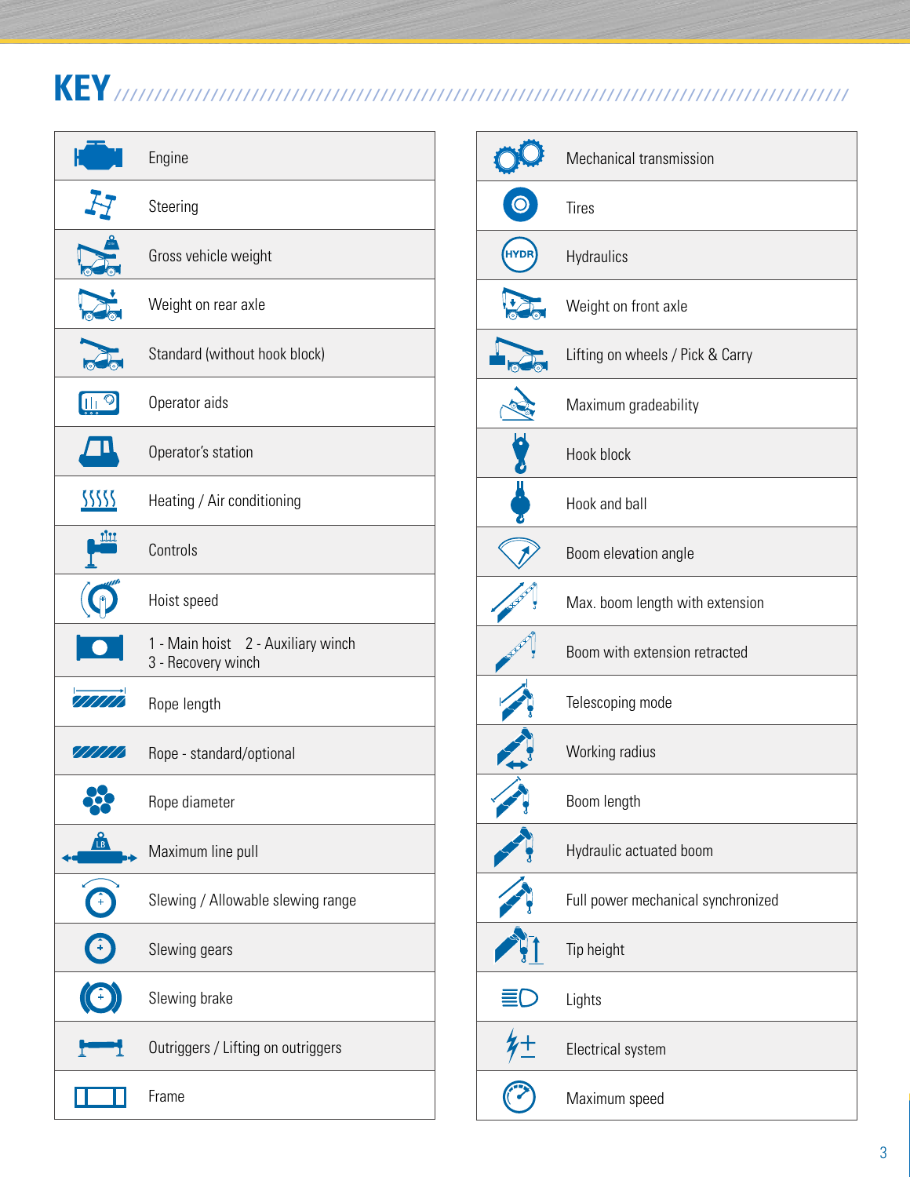# KEY

| Icon | Description |
|---|---|
| | Engine |
| | Steering |
| | Gross vehicle weight |
| | Weight on rear axle |
| | Standard (without hook block) |
| | Operator aids |
| | Operator's station |
| | Heating / Air conditioning |
| | Controls |
| | Hoist speed |
| | 1 - Main hoist 2 - Auxiliary winch 3 - Recovery winch |
| | Rope length |
| | Rope - standard/optional |
| | Rope diameter |
| | Maximum line pull |
| | Slewing / Allowable slewing range |
| | Slewing gears |
| | Slewing brake |
| | Outriggers / Lifting on outriggers |
| | Frame |

| Icon | Description |
|---|---|
| | Mechanical transmission |
| | Tires |
| | Hydraulics |
| | Weight on front axle |
| | Lifting on wheels / Pick & Carry |
| | Maximum gradeability |
| | Hook block |
| | Hook and ball |
| | Boom elevation angle |
| | Max. boom length with extension |
| | Boom with extension retracted |
| | Telescoping mode |
| | Working radius |
| | Boom length |
| | Hydraulic actuated boom |
| | Full power mechanical synchronized |
| | Tip height |
| | Lights |
| | Electrical system |
| | Maximum speed |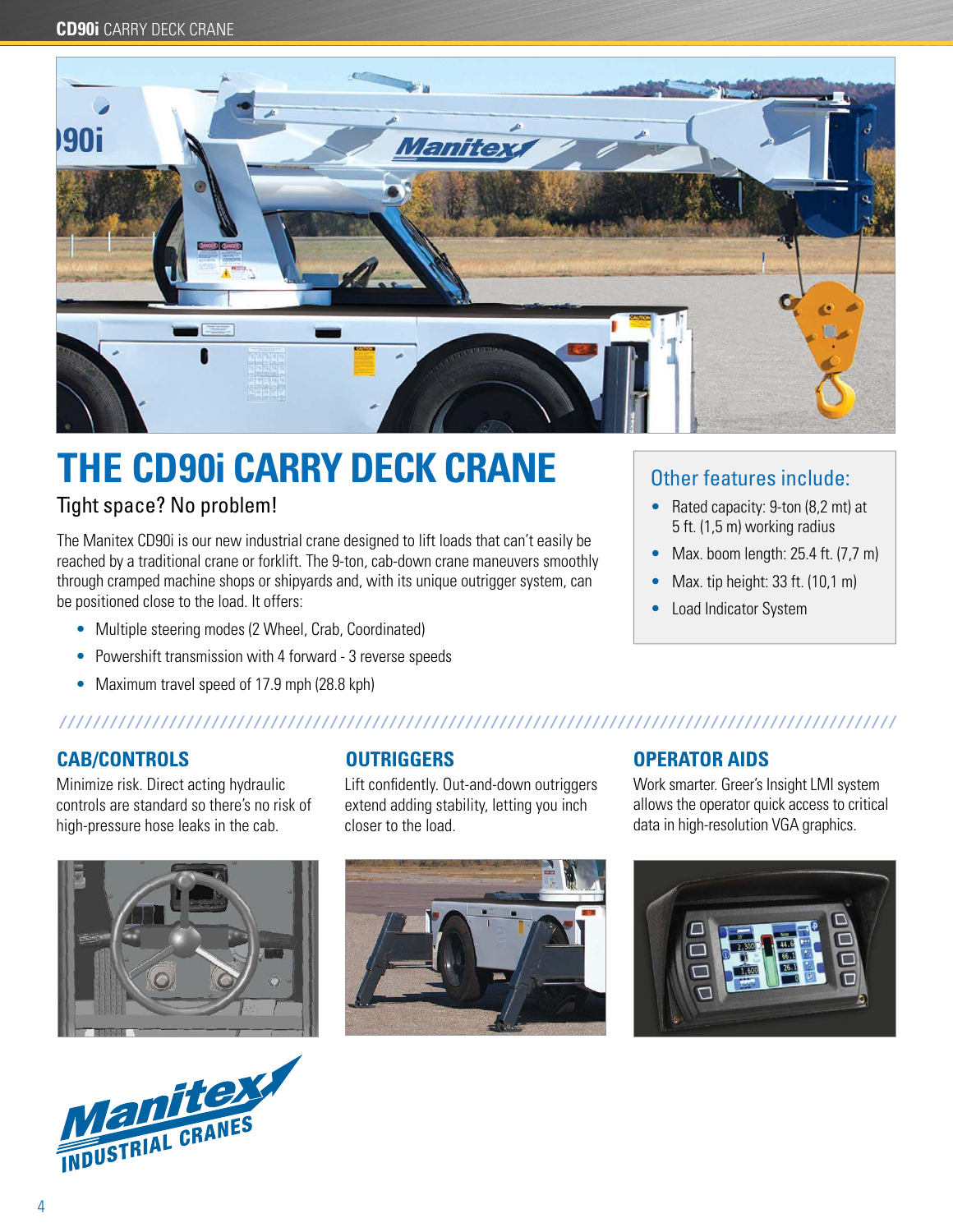# THE CD90i CARRY DECK CRANE

## Tight space? No problem!

The Manitex CD90i is our new industrial crane designed to lift loads that can't easily be reached by a traditional crane or forklift. The 9-ton, cab-down crane maneuvers smoothly through cramped machine shops or shipyards and, with its unique outrigger system, can be positioned close to the load. It offers:

- Multiple steering modes (2 Wheel, Crab, Coordinated)
- Powershift transmission with 4 forward - 3 reverse speeds
- Maximum travel speed of 17.9 mph (28.8 kph)

### Other features include:

- Rated capacity: 9-ton (8,2 mt) at 5 ft. (1,5 m) working radius
- Max. boom length: 25.4 ft. (7,7 m)
- Max. tip height: 33 ft. (10,1 m)
- Load Indicator System

### CAB/CONTROLS

Minimize risk. Direct acting hydraulic controls are standard so there's no risk of high-pressure hose leaks in the cab.

### OUTRIGGERS

Lift confidently. Out-and-down outriggers extend adding stability, letting you inch closer to the load.

### OPERATOR AIDS

Work smarter. Greer's Insight LMI system allows the operator quick access to critical data in high-resolution VGA graphics.

Manitex INDUSTRIAL CRANES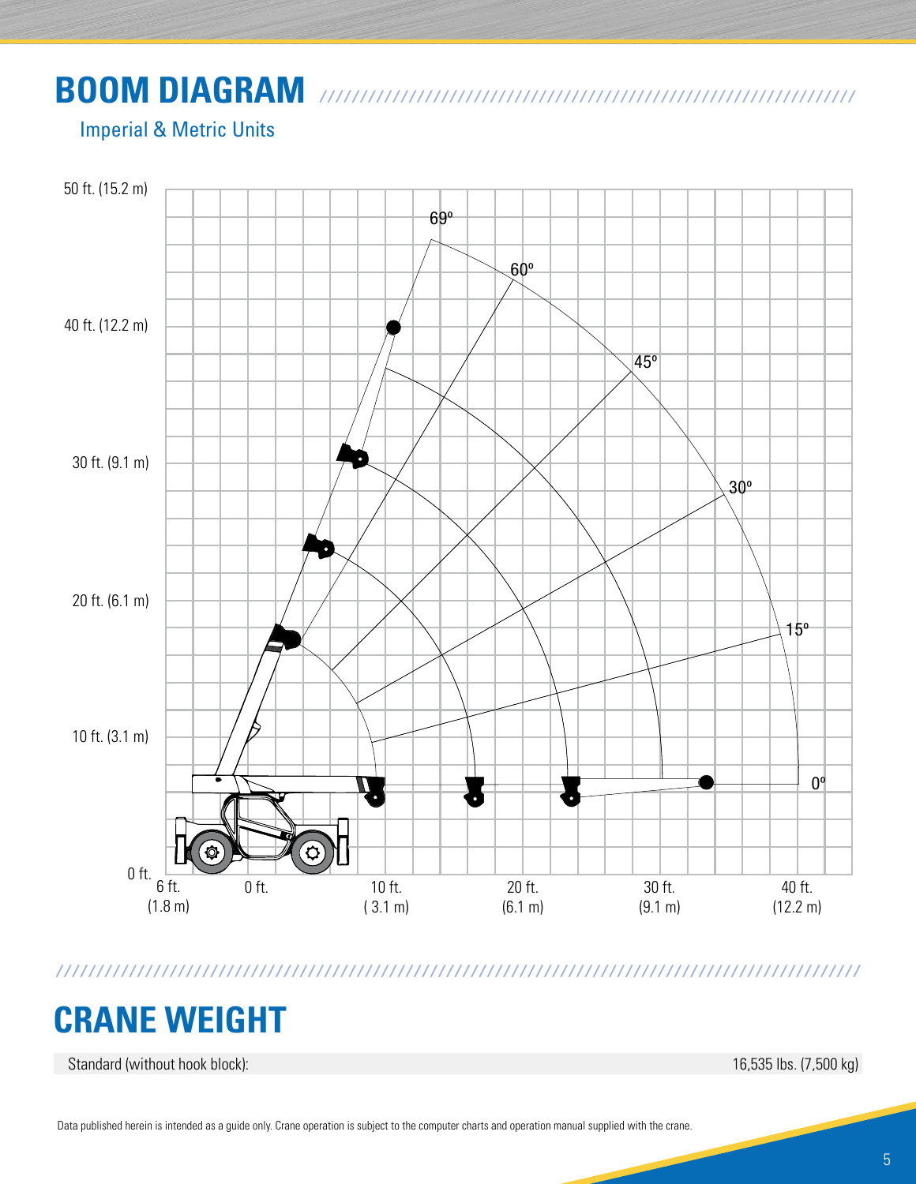# BOOM DIAGRAM

Imperial & Metric Units

50 ft. (15.2 m)

40 ft. (12.2 m)

30 ft. (9.1 m)

20 ft. (6.1 m)

10 ft. (3.1 m)

0 ft.

69º 60º 45º 30º 15º 0º

6 ft. (1.8 m) | 0 ft. | 10 ft. (3.1 m) | 20 ft. (6.1 m) | 30 ft. (9.1 m) | 40 ft. (12.2 m)

# CRANE WEIGHT

| Standard (without hook block): | 16,535 lbs. (7,500 kg) |
| --- | --- |

Data published herein is intended as a guide only. Crane operation is subject to the computer charts and operation manual supplied with the crane.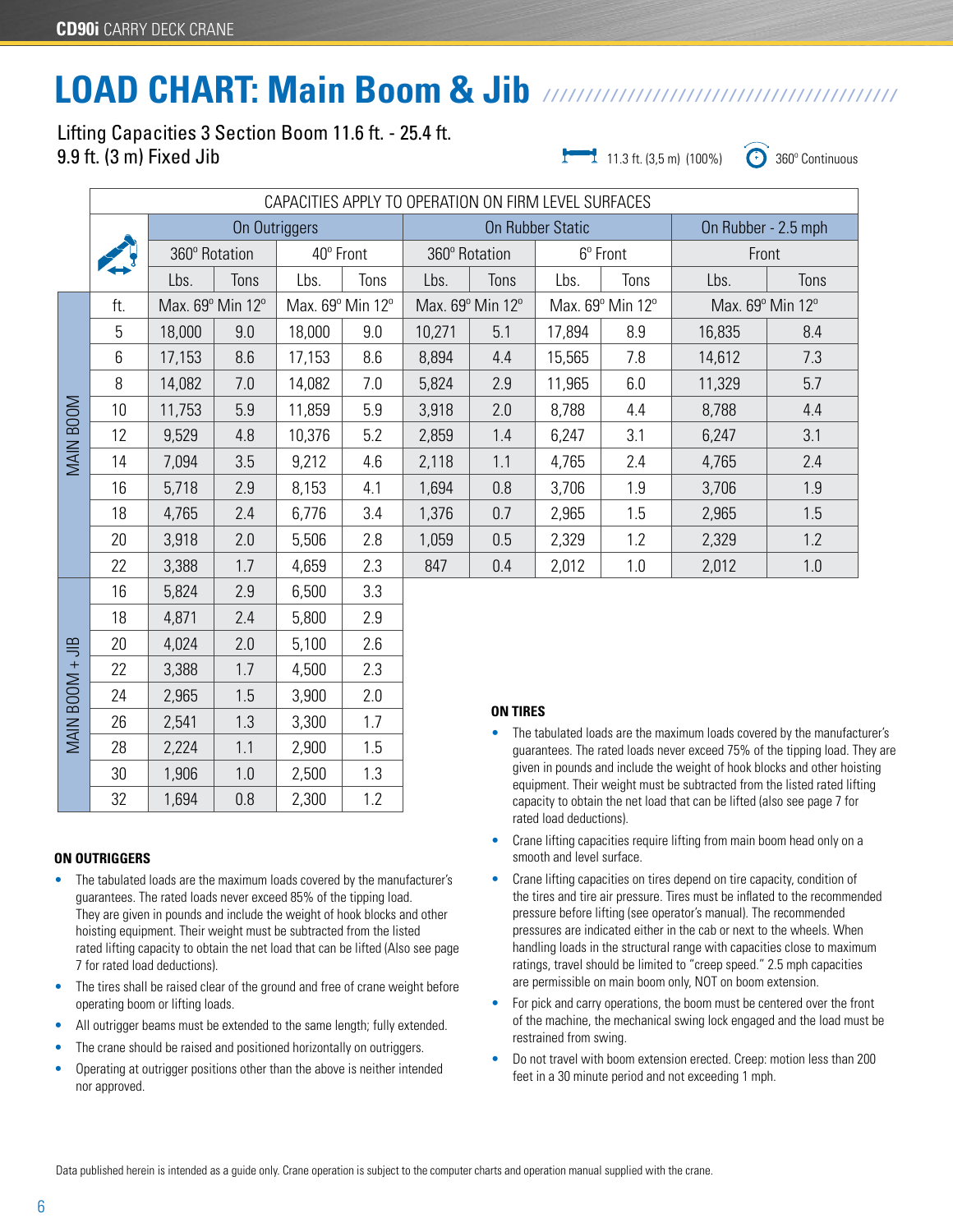# LOAD CHART: Main Boom & Jib

Lifting Capacities 3 Section Boom 11.6 ft. - 25.4 ft.
9.9 ft. (3 m) Fixed Jib

11.3 ft. (3,5 m) (100%) 360° Continuous

| | CAPACITIES APPLY TO OPERATION ON FIRM LEVEL SURFACES | | | | | | | | | |
|---|---|---|---|---|---|---|---|---|---|---|
| | On Outriggers | | | | On Rubber Static | | | | On Rubber - 2.5 mph | |
| | 360° Rotation | | 40° Front | | 360° Rotation | | 6° Front | | Front | |
| | Lbs. | Tons | Lbs. | Tons | Lbs. | Tons | Lbs. | Tons | Lbs. | Tons |
| ft. | Max. 69° Min 12° | | Max. 69° Min 12° | | Max. 69° Min 12° | | Max. 69° Min 12° | | Max. 69° Min 12° | |
| **MAIN BOOM** | | | | | | | | | | |
| 5 | 18,000 | 9.0 | 18,000 | 9.0 | 10,271 | 5.1 | 17,894 | 8.9 | 16,835 | 8.4 |
| 6 | 17,153 | 8.6 | 17,153 | 8.6 | 8,894 | 4.4 | 15,565 | 7.8 | 14,612 | 7.3 |
| 8 | 14,082 | 7.0 | 14,082 | 7.0 | 5,824 | 2.9 | 11,965 | 6.0 | 11,329 | 5.7 |
| 10 | 11,753 | 5.9 | 11,859 | 5.9 | 3,918 | 2.0 | 8,788 | 4.4 | 8,788 | 4.4 |
| 12 | 9,529 | 4.8 | 10,376 | 5.2 | 2,859 | 1.4 | 6,247 | 3.1 | 6,247 | 3.1 |
| 14 | 7,094 | 3.5 | 9,212 | 4.6 | 2,118 | 1.1 | 4,765 | 2.4 | 4,765 | 2.4 |
| 16 | 5,718 | 2.9 | 8,153 | 4.1 | 1,694 | 0.8 | 3,706 | 1.9 | 3,706 | 1.9 |
| 18 | 4,765 | 2.4 | 6,776 | 3.4 | 1,376 | 0.7 | 2,965 | 1.5 | 2,965 | 1.5 |
| 20 | 3,918 | 2.0 | 5,506 | 2.8 | 1,059 | 0.5 | 2,329 | 1.2 | 2,329 | 1.2 |
| 22 | 3,388 | 1.7 | 4,659 | 2.3 | 847 | 0.4 | 2,012 | 1.0 | 2,012 | 1.0 |
| **MAIN BOOM + JIB** | | | | | | | | | | |
| 16 | 5,824 | 2.9 | 6,500 | 3.3 | | | | | | |
| 18 | 4,871 | 2.4 | 5,800 | 2.9 | | | | | | |
| 20 | 4,024 | 2.0 | 5,100 | 2.6 | | | | | | |
| 22 | 3,388 | 1.7 | 4,500 | 2.3 | | | | | | |
| 24 | 2,965 | 1.5 | 3,900 | 2.0 | | | | | | |
| 26 | 2,541 | 1.3 | 3,300 | 1.7 | | | | | | |
| 28 | 2,224 | 1.1 | 2,900 | 1.5 | | | | | | |
| 30 | 1,906 | 1.0 | 2,500 | 1.3 | | | | | | |
| 32 | 1,694 | 0.8 | 2,300 | 1.2 | | | | | | |

### ON OUTRIGGERS

- The tabulated loads are the maximum loads covered by the manufacturer's guarantees. The rated loads never exceed 85% of the tipping load. They are given in pounds and include the weight of hook blocks and other hoisting equipment. Their weight must be subtracted from the listed rated lifting capacity to obtain the net load that can be lifted (Also see page 7 for rated load deductions).
- The tires shall be raised clear of the ground and free of crane weight before operating boom or lifting loads.
- All outrigger beams must be extended to the same length; fully extended.
- The crane should be raised and positioned horizontally on outriggers.
- Operating at outrigger positions other than the above is neither intended nor approved.

### ON TIRES

- The tabulated loads are the maximum loads covered by the manufacturer's guarantees. The rated loads never exceed 75% of the tipping load. They are given in pounds and include the weight of hook blocks and other hoisting equipment. Their weight must be subtracted from the listed rated lifting capacity to obtain the net load that can be lifted (also see page 7 for rated load deductions).
- Crane lifting capacities require lifting from main boom head only on a smooth and level surface.
- Crane lifting capacities on tires depend on tire capacity, condition of the tires and tire air pressure. Tires must be inflated to the recommended pressure before lifting (see operator's manual). The recommended pressures are indicated either in the cab or next to the wheels. When handling loads in the structural range with capacities close to maximum ratings, travel should be limited to "creep speed." 2.5 mph capacities are permissible on main boom only, NOT on boom extension.
- For pick and carry operations, the boom must be centered over the front of the machine, the mechanical swing lock engaged and the load must be restrained from swing.
- Do not travel with boom extension erected. Creep: motion less than 200 feet in a 30 minute period and not exceeding 1 mph.

Data published herein is intended as a guide only. Crane operation is subject to the computer charts and operation manual supplied with the crane.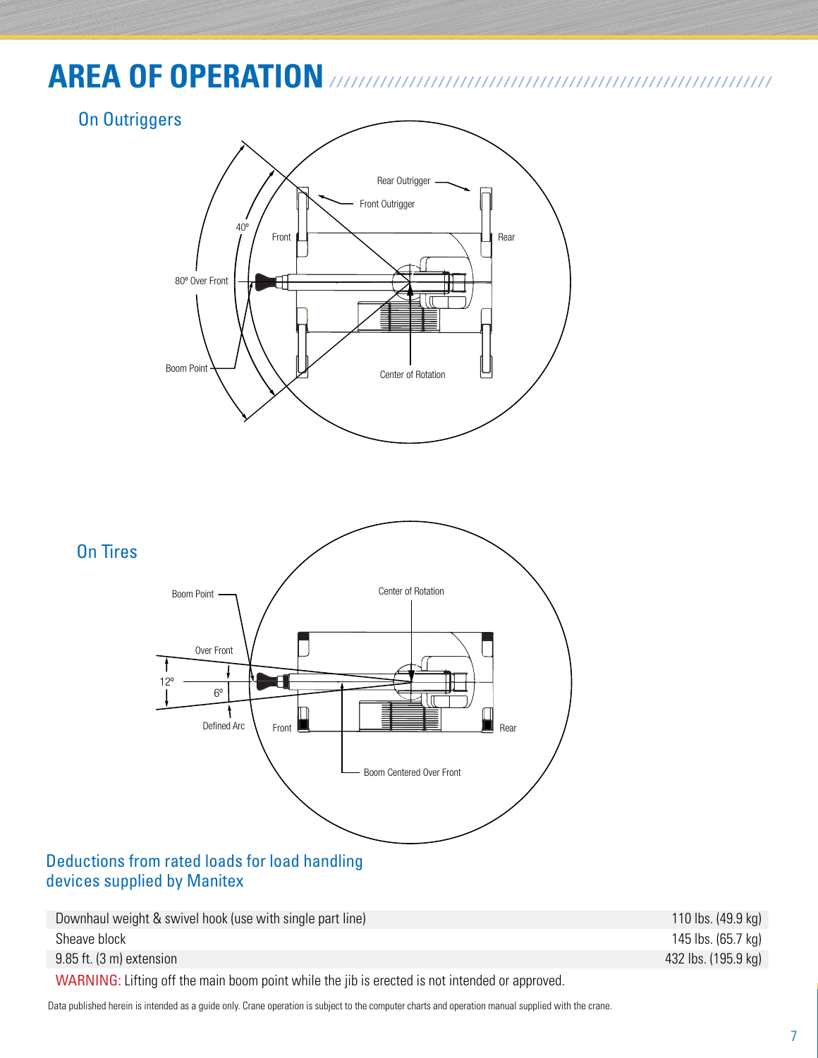# AREA OF OPERATION

## On Outriggers

Rear Outrigger

Front Outrigger

40º

Front

Rear

80º Over Front

Boom Point

Center of Rotation

## On Tires

Boom Point

Center of Rotation

Over Front

12º

6º

Defined Arc

Front

Rear

Boom Centered Over Front

## Deductions from rated loads for load handling devices supplied by Manitex

| | |
|---|---|
| Downhaul weight & swivel hook (use with single part line) | 110 lbs. (49.9 kg) |
| Sheave block | 145 lbs. (65.7 kg) |
| 9.85 ft. (3 m) extension | 432 lbs. (195.9 kg) |

WARNING: Lifting off the main boom point while the jib is erected is not intended or approved.

Data published herein is intended as a guide only. Crane operation is subject to the computer charts and operation manual supplied with the crane.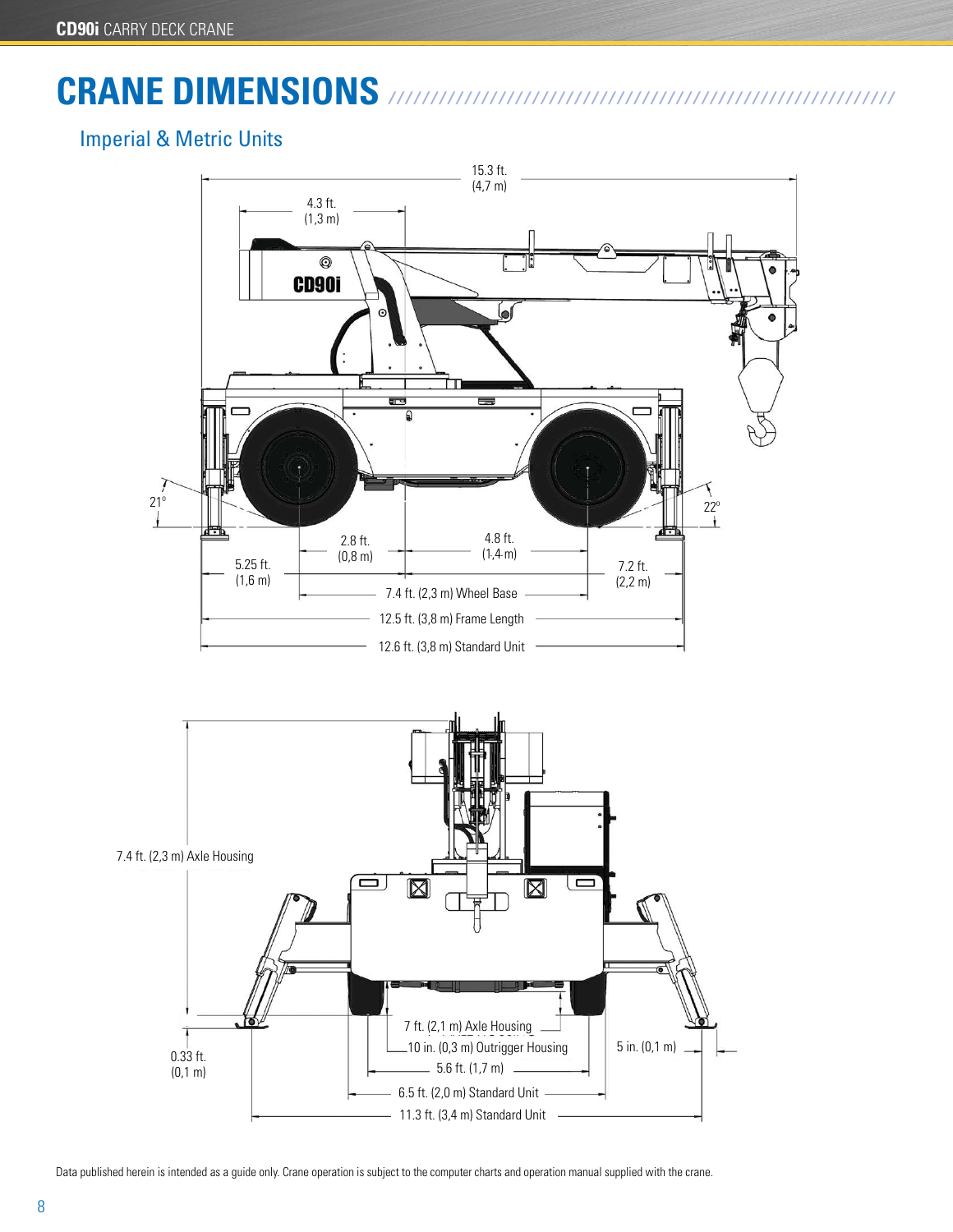# CRANE DIMENSIONS

## Imperial & Metric Units

15.3 ft. (4,7 m)

4.3 ft. (1,3 m)

21°

22°

2.8 ft. (0,8 m)

4.8 ft. (1,4 m)

5.25 ft. (1,6 m)

7.2 ft. (2,2 m)

7.4 ft. (2,3 m) Wheel Base

12.5 ft. (3,8 m) Frame Length

12.6 ft. (3,8 m) Standard Unit

7.4 ft. (2,3 m) Axle Housing

7 ft. (2,1 m) Axle Housing

10 in. (0,3 m) Outrigger Housing

5 in. (0,1 m)

0.33 ft. (0,1 m)

5.6 ft. (1,7 m)

6.5 ft. (2,0 m) Standard Unit

11.3 ft. (3,4 m) Standard Unit

Data published herein is intended as a guide only. Crane operation is subject to the computer charts and operation manual supplied with the crane.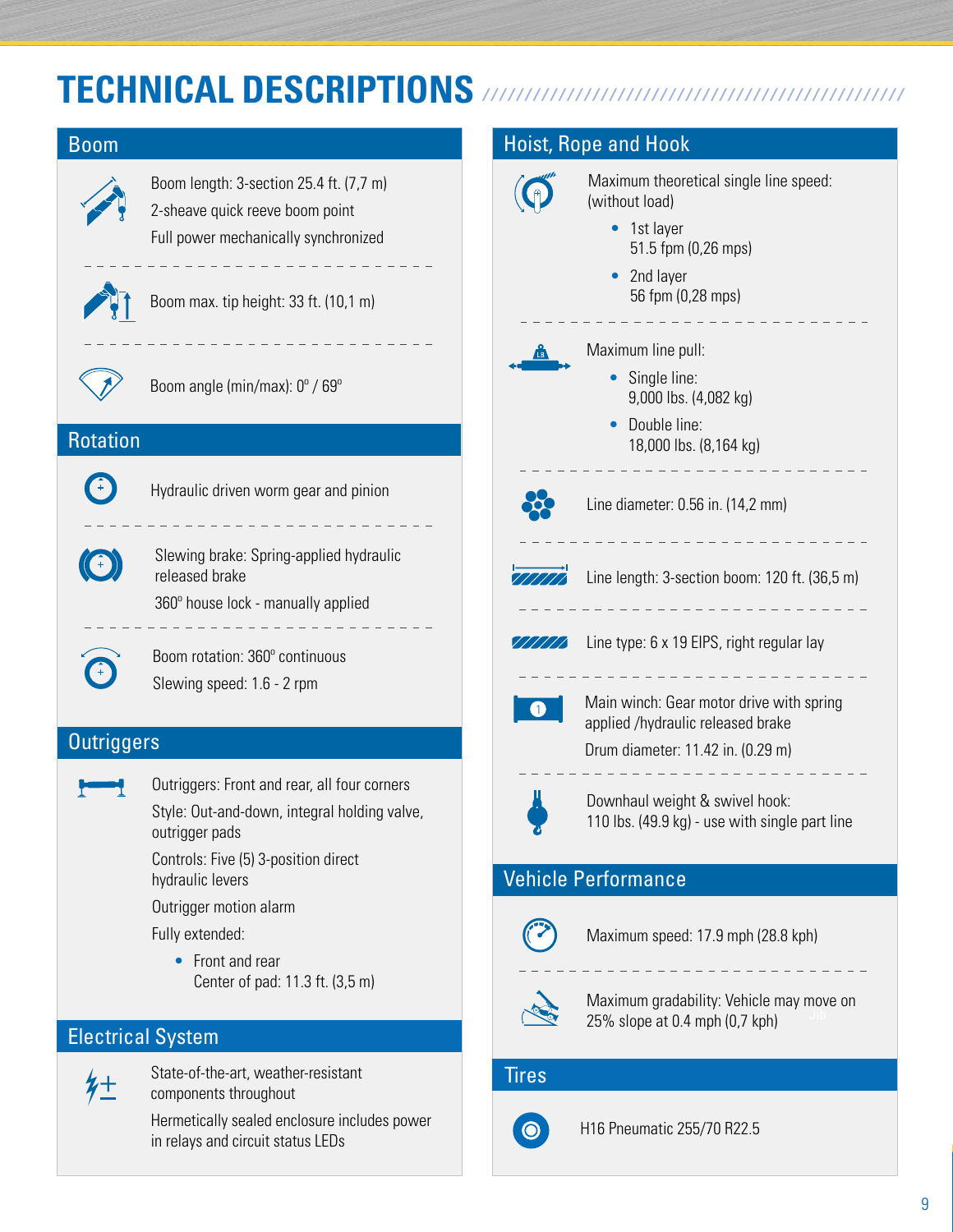# TECHNICAL DESCRIPTIONS

## Boom

Boom length: 3-section 25.4 ft. (7,7 m)

2-sheave quick reeve boom point

Full power mechanically synchronized

Boom max. tip height: 33 ft. (10,1 m)

Boom angle (min/max): 0° / 69°

## Rotation

Hydraulic driven worm gear and pinion

Slewing brake: Spring-applied hydraulic released brake

360° house lock - manually applied

Boom rotation: 360° continuous

Slewing speed: 1.6 - 2 rpm

## Outriggers

Outriggers: Front and rear, all four corners

Style: Out-and-down, integral holding valve, outrigger pads

Controls: Five (5) 3-position direct hydraulic levers

Outrigger motion alarm

Fully extended:

- Front and rear
  Center of pad: 11.3 ft. (3,5 m)

## Electrical System

State-of-the-art, weather-resistant components throughout

Hermetically sealed enclosure includes power in relays and circuit status LEDs

## Hoist, Rope and Hook

Maximum theoretical single line speed: (without load)

- 1st layer
  51.5 fpm (0,26 mps)
- 2nd layer
  56 fpm (0,28 mps)

Maximum line pull:

- Single line:
  9,000 lbs. (4,082 kg)
- Double line:
  18,000 lbs. (8,164 kg)

Line diameter: 0.56 in. (14,2 mm)

Line length: 3-section boom: 120 ft. (36,5 m)

Line type: 6 x 19 EIPS, right regular lay

Main winch: Gear motor drive with spring applied /hydraulic released brake

Drum diameter: 11.42 in. (0.29 m)

Downhaul weight & swivel hook: 110 lbs. (49.9 kg) - use with single part line

## Vehicle Performance

Maximum speed: 17.9 mph (28.8 kph)

Maximum gradability: Vehicle may move on 25% slope at 0.4 mph (0,7 kph)

## Tires

H16 Pneumatic 255/70 R22.5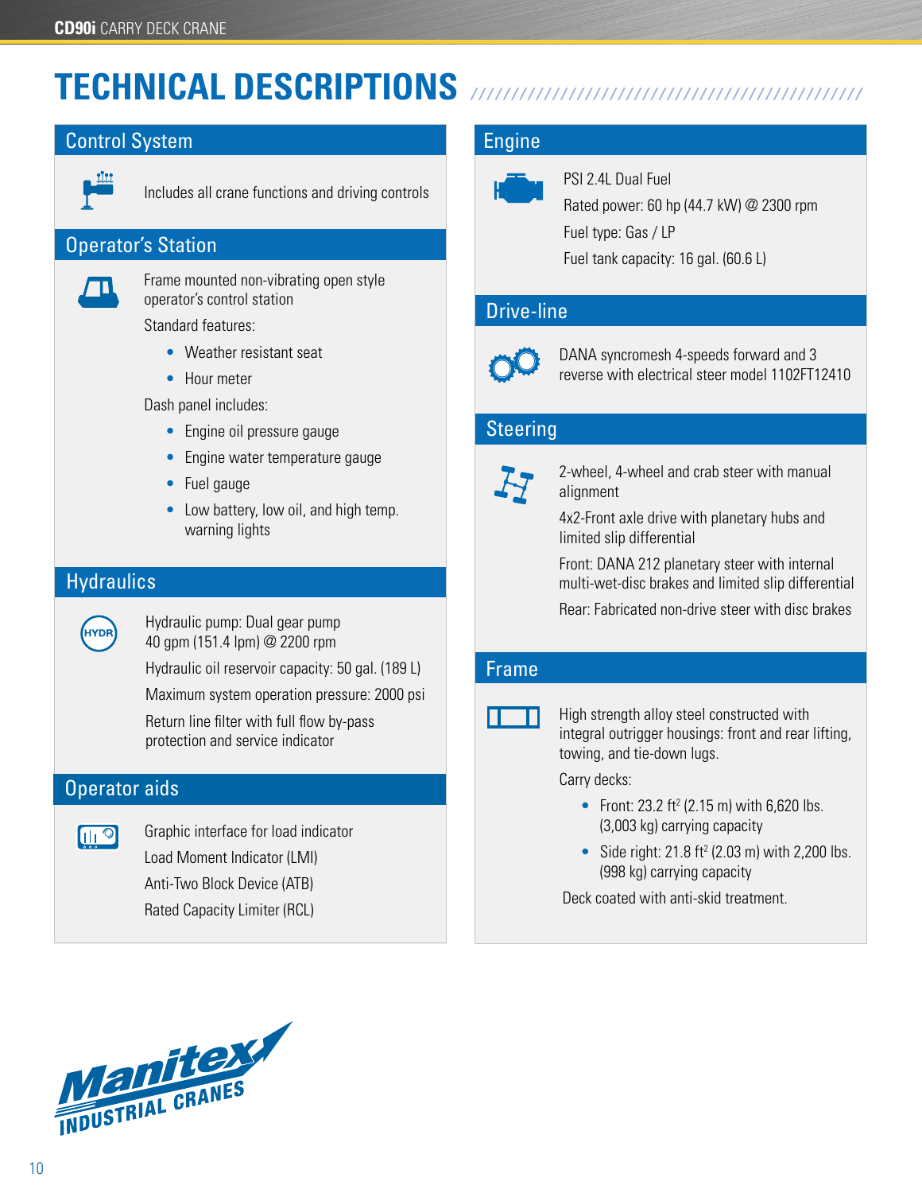# TECHNICAL DESCRIPTIONS

## Control System

Includes all crane functions and driving controls

## Operator's Station

Frame mounted non-vibrating open style operator's control station

Standard features:

- Weather resistant seat
- Hour meter

Dash panel includes:

- Engine oil pressure gauge
- Engine water temperature gauge
- Fuel gauge
- Low battery, low oil, and high temp. warning lights

## Hydraulics

Hydraulic pump: Dual gear pump 40 gpm (151.4 lpm) @ 2200 rpm

Hydraulic oil reservoir capacity: 50 gal. (189 L)

Maximum system operation pressure: 2000 psi

Return line filter with full flow by-pass protection and service indicator

## Operator aids

Graphic interface for load indicator

Load Moment Indicator (LMI)

Anti-Two Block Device (ATB)

Rated Capacity Limiter (RCL)

## Engine

PSI 2.4L Dual Fuel

Rated power: 60 hp (44.7 kW) @ 2300 rpm

Fuel type: Gas / LP

Fuel tank capacity: 16 gal. (60.6 L)

## Drive-line

DANA syncromesh 4-speeds forward and 3 reverse with electrical steer model 1102FT12410

## Steering

2-wheel, 4-wheel and crab steer with manual alignment

4x2-Front axle drive with planetary hubs and limited slip differential

Front: DANA 212 planetary steer with internal multi-wet-disc brakes and limited slip differential

Rear: Fabricated non-drive steer with disc brakes

## Frame

High strength alloy steel constructed with integral outrigger housings: front and rear lifting, towing, and tie-down lugs.

Carry decks:

- Front: 23.2 ft$^2$ (2.15 m) with 6,620 lbs. (3,003 kg) carrying capacity
- Side right: 21.8 ft$^2$ (2.03 m) with 2,200 lbs. (998 kg) carrying capacity

Deck coated with anti-skid treatment.

Manitex INDUSTRIAL CRANES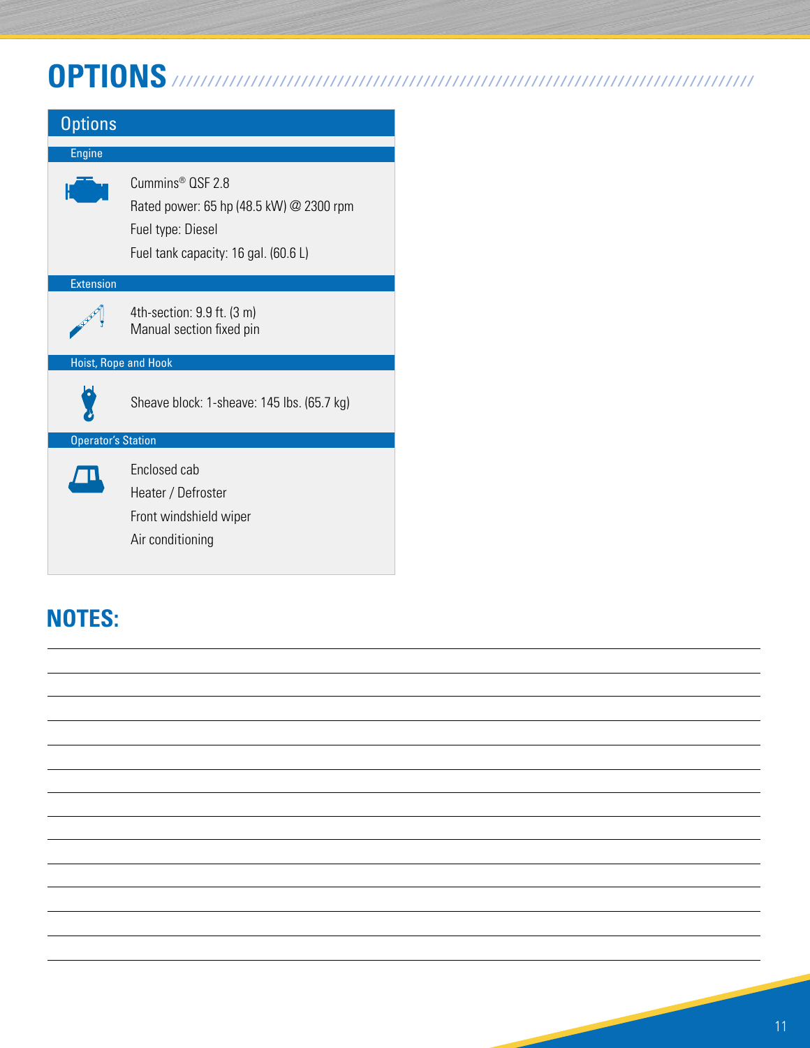# OPTIONS

## Options

### Engine

Cummins® QSF 2.8

Rated power: 65 hp (48.5 kW) @ 2300 rpm

Fuel type: Diesel

Fuel tank capacity: 16 gal. (60.6 L)

### Extension

4th-section: 9.9 ft. (3 m)
Manual section fixed pin

### Hoist, Rope and Hook

Sheave block: 1-sheave: 145 lbs. (65.7 kg)

### Operator's Station

Enclosed cab

Heater / Defroster

Front windshield wiper

Air conditioning

# NOTES: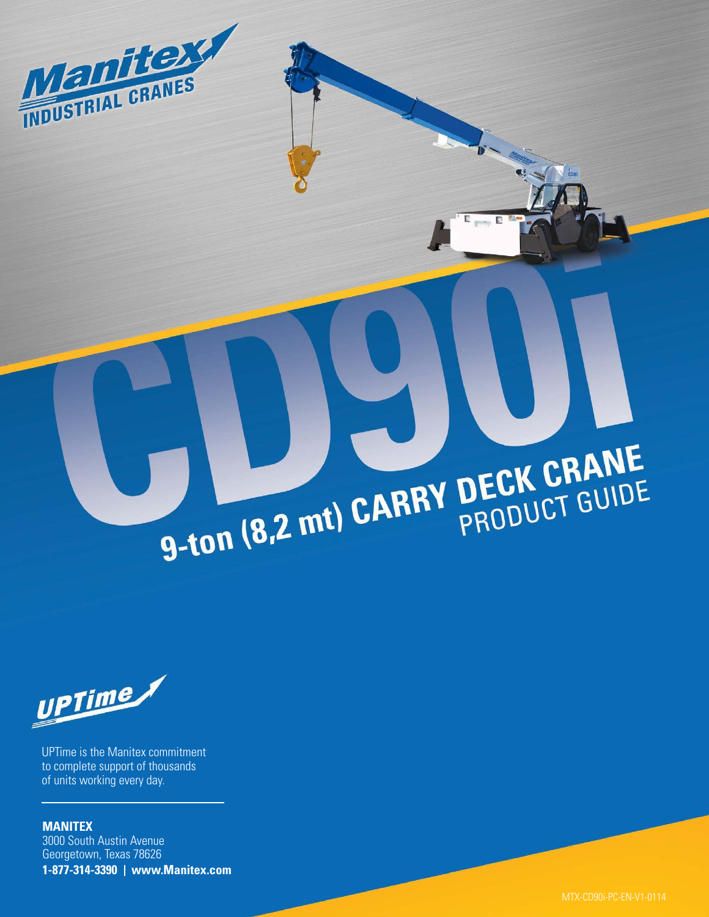# CD90i

## 9-ton (8,2 mt) CARRY DECK CRANE PRODUCT GUIDE

UPTime is the Manitex commitment to complete support of thousands of units working every day.

**MANITEX**
3000 South Austin Avenue
Georgetown, Texas 78626
**1-877-314-3390 | www.Manitex.com**

MTX-CD90i-PC-EN-V1-0114